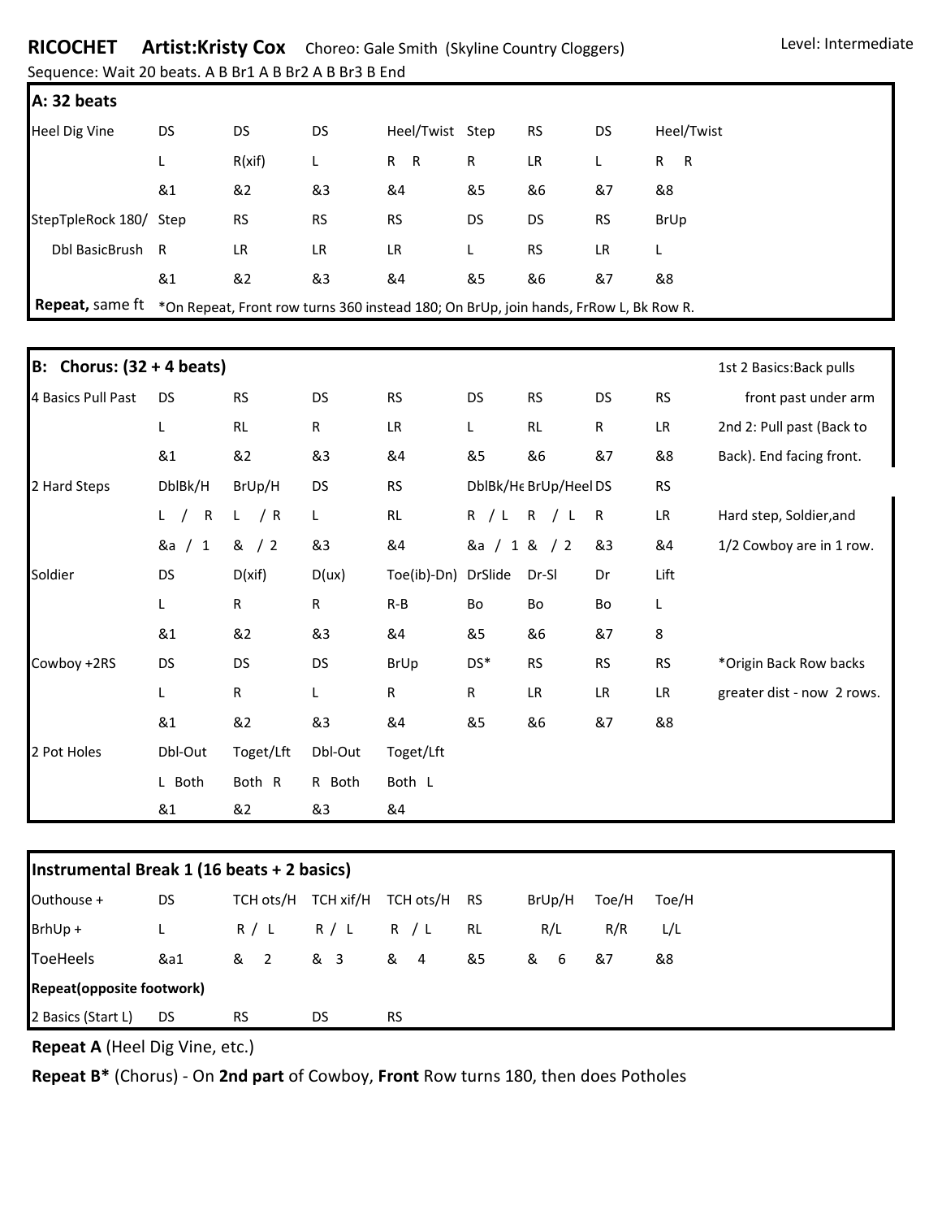**RICOCHET** **Artist:Kristy Cox** Choreo: Gale Smith (Skyline Country Cloggers) Level: Intermediate

Sequence: Wait 20 beats. A B Br1 A B Br2 A B Br3 B End

| **A: 32 beats** | | | | | | | | |
|---|---|---|---|---|---|---|---|---|
| Heel Dig Vine | DS | DS | DS | Heel/Twist | Step | RS | DS | Heel/Twist |
| | L | R(xif) | L | R R | R | LR | L | R R |
| | &1 | &2 | &3 | &4 | &5 | &6 | &7 | &8 |
| StepTpleRock 180/ | Step | RS | RS | RS | DS | DS | RS | BrUp |
| Dbl BasicBrush | R | LR | LR | LR | L | RS | LR | L |
| | &1 | &2 | &3 | &4 | &5 | &6 | &7 | &8 |
| **Repeat,** same ft | *On Repeat, Front row turns 360 instead 180; On BrUp, join hands, FrRow L, Bk Row R. | | | | | | | |

| **B: Chorus: (32 + 4 beats)** | | | | | | | | | 1st 2 Basics:Back pulls |
|---|---|---|---|---|---|---|---|---|---|
| 4 Basics Pull Past | DS | RS | DS | RS | DS | RS | DS | RS | front past under arm |
| | L | RL | R | LR | L | RL | R | LR | 2nd 2: Pull past (Back to |
| | &1 | &2 | &3 | &4 | &5 | &6 | &7 | &8 | Back). End facing front. |
| 2 Hard Steps | DblBk/H | BrUp/H | DS | RS | DblBk/He | BrUp/Heel | DS | RS | |
| | L / R | L / R | L | RL | R / L | R / L | R | LR | Hard step, Soldier,and |
| | &a / 1 | & / 2 | &3 | &4 | &a / 1 | & / 2 | &3 | &4 | 1/2 Cowboy are in 1 row. |
| Soldier | DS | D(xif) | D(ux) | Toe(ib)-Dn) | DrSlide | Dr-Sl | Dr | Lift | |
| | L | R | R | R-B | Bo | Bo | Bo | L | |
| | &1 | &2 | &3 | &4 | &5 | &6 | &7 | 8 | |
| Cowboy +2RS | DS | DS | DS | BrUp | DS* | RS | RS | RS | *Origin Back Row backs |
| | L | R | L | R | R | LR | LR | LR | greater dist - now 2 rows. |
| | &1 | &2 | &3 | &4 | &5 | &6 | &7 | &8 | |
| 2 Pot Holes | Dbl-Out | Toget/Lft | Dbl-Out | Toget/Lft | | | | | |
| | L Both | Both R | R Both | Both L | | | | | |
| | &1 | &2 | &3 | &4 | | | | | |

| **Instrumental Break 1 (16 beats + 2 basics)** | | | | | | | | |
|---|---|---|---|---|---|---|---|---|
| Outhouse + | DS | TCH ots/H | TCH xif/H | TCH ots/H | RS | BrUp/H | Toe/H | Toe/H |
| BrhUp + | L | R / L | R / L | R / L | RL | R/L | R/R | L/L |
| ToeHeels | &a1 | & 2 | & 3 | & 4 | &5 | & 6 | &7 | &8 |
| **Repeat(opposite footwork)** | | | | | | | | |
| 2 Basics (Start L) | DS | RS | DS | RS | | | | |

**Repeat A** (Heel Dig Vine, etc.)

**Repeat B*** (Chorus) - On **2nd part** of Cowboy, **Front** Row turns 180, then does Potholes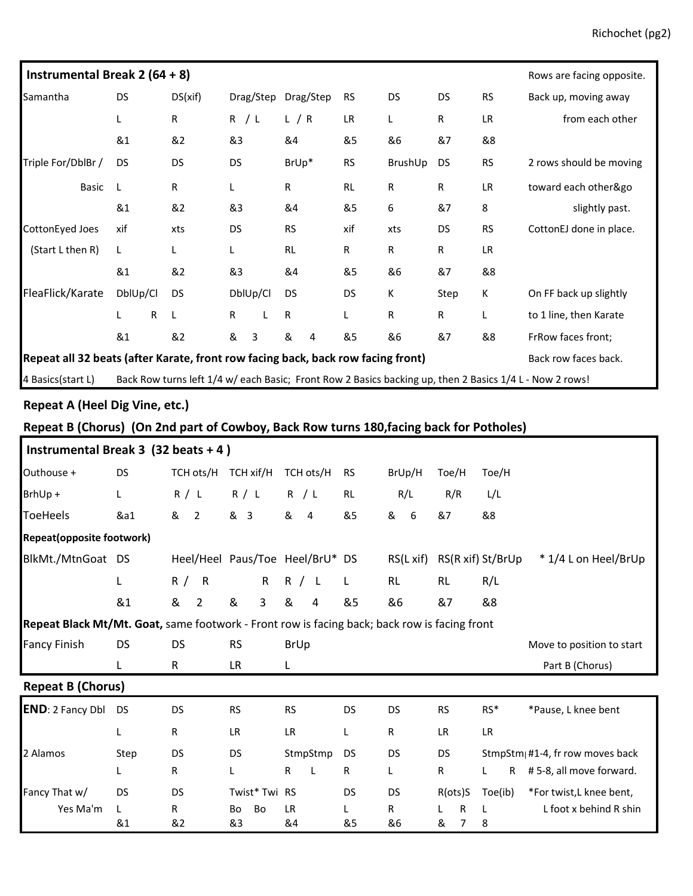## Instrumental Break 2 (64 + 8)

| | | | | | | | | | |
|---|---|---|---|---|---|---|---|---|---|
| **Instrumental Break 2 (64 + 8)** | | | | | | | | | Rows are facing opposite. |
| Samantha | DS | DS(xif) | Drag/Step | Drag/Step | RS | DS | DS | RS | Back up, moving away |
| | L | R | R / L | L / R | LR | L | R | LR | from each other |
| | &1 | &2 | &3 | &4 | &5 | &6 | &7 | &8 | |
| Triple For/DblBr / | DS | DS | DS | BrUp* | RS | BrushUp | DS | RS | 2 rows should be moving |
| Basic | L | R | L | R | RL | R | R | LR | toward each other&go |
| | &1 | &2 | &3 | &4 | &5 | 6 | &7 | 8 | slightly past. |
| CottonEyed Joes | xif | xts | DS | RS | xif | xts | DS | RS | CottonEJ done in place. |
| (Start L then R) | L | L | L | RL | R | R | R | LR | |
| | &1 | &2 | &3 | &4 | &5 | &6 | &7 | &8 | |
| FleaFlick/Karate | DblUp/Cl | DS | DblUp/Cl | DS | DS | K | Step | K | On FF back up slightly |
| | L R | L | R L | R | L | R | R | L | to 1 line, then Karate |
| | &1 | &2 | & 3 | & 4 | &5 | &6 | &7 | &8 | FrRow faces front; |

**Repeat all 32 beats (after Karate, front row facing back, back row facing front)** — Back row faces back.

4 Basics(start L) — Back Row turns left 1/4 w/ each Basic; Front Row 2 Basics backing up, then 2 Basics 1/4 L - Now 2 rows!

**Repeat A (Heel Dig Vine, etc.)**

**Repeat B (Chorus) (On 2nd part of Cowboy, Back Row turns 180,facing back for Potholes)**

## Instrumental Break 3 (32 beats + 4 )

| | | | | | | | | | |
|---|---|---|---|---|---|---|---|---|---|
| Outhouse + | DS | TCH ots/H | TCH xif/H | TCH ots/H | RS | BrUp/H | Toe/H | Toe/H | |
| BrhUp + | L | R / L | R / L | R / L | RL | R/L | R/R | L/L | |
| ToeHeels | &a1 | & 2 | & 3 | & 4 | &5 | & 6 | &7 | &8 | |
| **Repeat(opposite footwork)** | | | | | | | | | |
| BlkMt./MtnGoat | DS | Heel/Heel | Paus/Toe | Heel/BrU* | DS | RS(L xif) | RS(R xif) | St/BrUp | * 1/4 L on Heel/BrUp |
| | L | R / R | R | R / L | L | RL | RL | R/L | |
| | &1 | & 2 | & 3 | & 4 | &5 | &6 | &7 | &8 | |

**Repeat Black Mt/Mt. Goat,** same footwork - Front row is facing back; back row is facing front

| | | | | | |
|---|---|---|---|---|---|
| Fancy Finish | DS | DS | RS | BrUp | Move to position to start |
| | L | R | LR | L | Part B (Chorus) |

**Repeat B (Chorus)**

| | | | | | | | | | |
|---|---|---|---|---|---|---|---|---|---|
| **END**: 2 Fancy Dbl | DS | DS | RS | RS | DS | DS | RS | RS* | *Pause, L knee bent |
| | L | R | LR | LR | L | R | LR | LR | |
| 2 Alamos | Step | DS | DS | StmpStmp | DS | DS | DS | StmpStmp | #1-4, fr row moves back |
| | L | R | L | R L | R | L | R | L R | # 5-8, all move forward. |
| Fancy That w/ | DS | DS | Twist* Twi | RS | DS | DS | R(ots)S | Toe(ib) | *For twist,L knee bent, |
| Yes Ma'm | L | R | Bo Bo | LR | L | R | L R | L | L foot x behind R shin |
| | &1 | &2 | &3 | &4 | &5 | &6 | & 7 | 8 | |